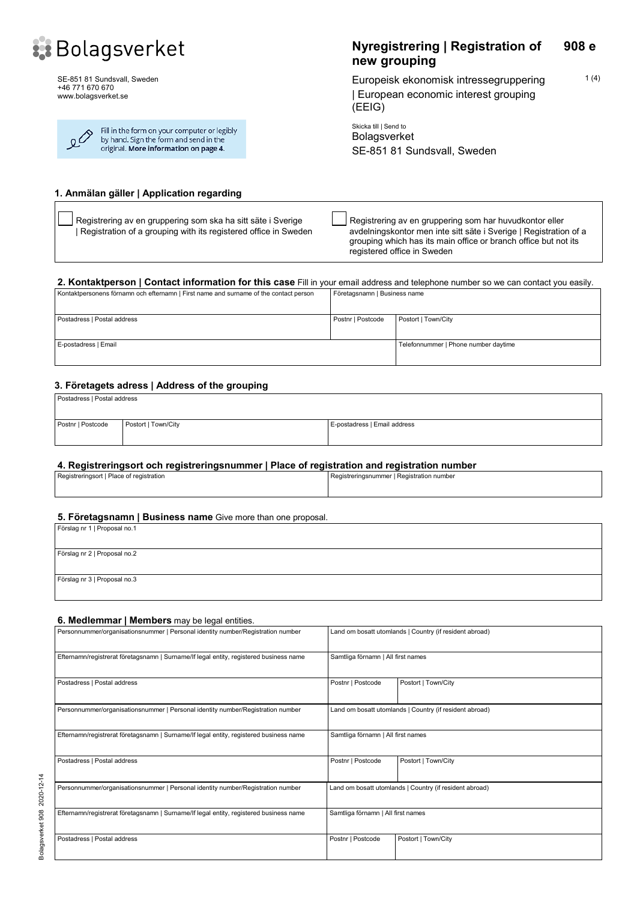# Bolagsverket

SE-851 81 Sundsvall, Sweden
+46 771 670 670
www.bolagsverket.se

Fill in the form on your computer or legibly by hand. Sign the form and send in the original. **More information on page 4.**

## Nyregistrering | Registration of new grouping — 908 e

Europeisk ekonomisk intressegruppering | European economic interest grouping (EEIG)

Skicka till | Send to
Bolagsverket
SE-851 81 Sundsvall, Sweden

### 1. Anmälan gäller | Application regarding

- ☐ Registrering av en gruppering som ska ha sitt säte i Sverige | Registration of a grouping with its registered office in Sweden
- ☐ Registrering av en gruppering som har huvudkontor eller avdelningskontor men inte sitt säte i Sverige | Registration of a grouping which has its main office or branch office but not its registered office in Sweden

### 2. Kontaktperson | Contact information for this case

Fill in your email address and telephone number so we can contact you easily.

| Kontaktpersonens förnamn och efternamn \| First name and surname of the contact person | | Företagsnamn \| Business name |
|---|---|---|
| Postadress \| Postal address | Postnr \| Postcode | Postort \| Town/City |
| E-postadress \| Email | | Telefonnummer \| Phone number daytime |

### 3. Företagets adress | Address of the grouping

| Postadress \| Postal address | | |
|---|---|---|
| Postnr \| Postcode | Postort \| Town/City | E-postadress \| Email address |

### 4. Registreringsort och registreringsnummer | Place of registration and registration number

| Registreringsort \| Place of registration | Registreringsnummer \| Registration number |
|---|---|
| | |

### 5. Företagsnamn | Business name

Give more than one proposal.

| Förslag nr 1 \| Proposal no.1 |
|---|
| Förslag nr 2 \| Proposal no.2 |
| Förslag nr 3 \| Proposal no.3 |

### 6. Medlemmar | Members

may be legal entities.

| Personnummer/organisationsnummer \| Personal identity number/Registration number | Land om bosatt utomlands \| Country (if resident abroad) | |
|---|---|---|
| Efternamn/registrerat företagsnamn \| Surname/If legal entity, registered business name | Samtliga förnamn \| All first names | |
| Postadress \| Postal address | Postnr \| Postcode | Postort \| Town/City |
| Personnummer/organisationsnummer \| Personal identity number/Registration number | Land om bosatt utomlands \| Country (if resident abroad) | |
| Efternamn/registrerat företagsnamn \| Surname/If legal entity, registered business name | Samtliga förnamn \| All first names | |
| Postadress \| Postal address | Postnr \| Postcode | Postort \| Town/City |
| Personnummer/organisationsnummer \| Personal identity number/Registration number | Land om bosatt utomlands \| Country (if resident abroad) | |
| Efternamn/registrerat företagsnamn \| Surname/If legal entity, registered business name | Samtliga förnamn \| All first names | |
| Postadress \| Postal address | Postnr \| Postcode | Postort \| Town/City |

Bolagsverket 908 2020-12-14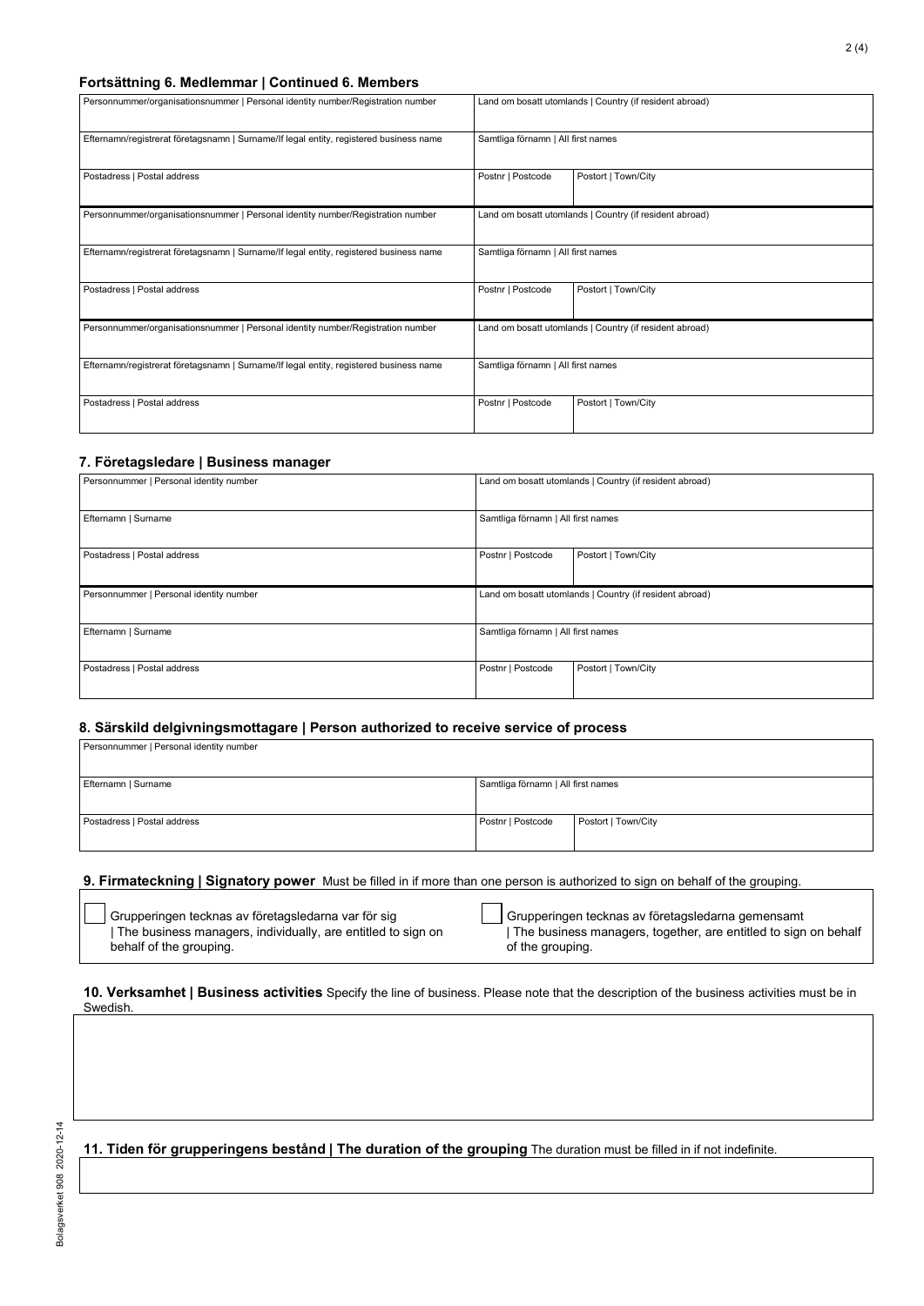## Fortsättning 6. Medlemmar | Continued 6. Members

| Personnummer/organisationsnummer \| Personal identity number/Registration number | Land om bosatt utomlands \| Country (if resident abroad) | |
|---|---|---|
| Efternamn/registrerat företagsnamn \| Surname/If legal entity, registered business name | Samtliga förnamn \| All first names | |
| Postadress \| Postal address | Postnr \| Postcode | Postort \| Town/City |

| Personnummer/organisationsnummer \| Personal identity number/Registration number | Land om bosatt utomlands \| Country (if resident abroad) | |
|---|---|---|
| Efternamn/registrerat företagsnamn \| Surname/If legal entity, registered business name | Samtliga förnamn \| All first names | |
| Postadress \| Postal address | Postnr \| Postcode | Postort \| Town/City |

| Personnummer/organisationsnummer \| Personal identity number/Registration number | Land om bosatt utomlands \| Country (if resident abroad) | |
|---|---|---|
| Efternamn/registrerat företagsnamn \| Surname/If legal entity, registered business name | Samtliga förnamn \| All first names | |
| Postadress \| Postal address | Postnr \| Postcode | Postort \| Town/City |

## 7. Företagsledare | Business manager

| Personnummer \| Personal identity number | Land om bosatt utomlands \| Country (if resident abroad) | |
|---|---|---|
| Efternamn \| Surname | Samtliga förnamn \| All first names | |
| Postadress \| Postal address | Postnr \| Postcode | Postort \| Town/City |

| Personnummer \| Personal identity number | Land om bosatt utomlands \| Country (if resident abroad) | |
|---|---|---|
| Efternamn \| Surname | Samtliga förnamn \| All first names | |
| Postadress \| Postal address | Postnr \| Postcode | Postort \| Town/City |

## 8. Särskild delgivningsmottagare | Person authorized to receive service of process

| Personnummer \| Personal identity number | | |
|---|---|---|
| Efternamn \| Surname | Samtliga förnamn \| All first names | |
| Postadress \| Postal address | Postnr \| Postcode | Postort \| Town/City |

## 9. Firmateckning | Signatory power

Must be filled in if more than one person is authorized to sign on behalf of the grouping.

- ☐ Grupperingen tecknas av företagsledarna var för sig | The business managers, individually, are entitled to sign on behalf of the grouping.
- ☐ Grupperingen tecknas av företagsledarna gemensamt | The business managers, together, are entitled to sign on behalf of the grouping.

## 10. Verksamhet | Business activities

Specify the line of business. Please note that the description of the business activities must be in Swedish.

## 11. Tiden för grupperingens bestånd | The duration of the grouping

The duration must be filled in if not indefinite.

Bolagsverket 908 2020-12-14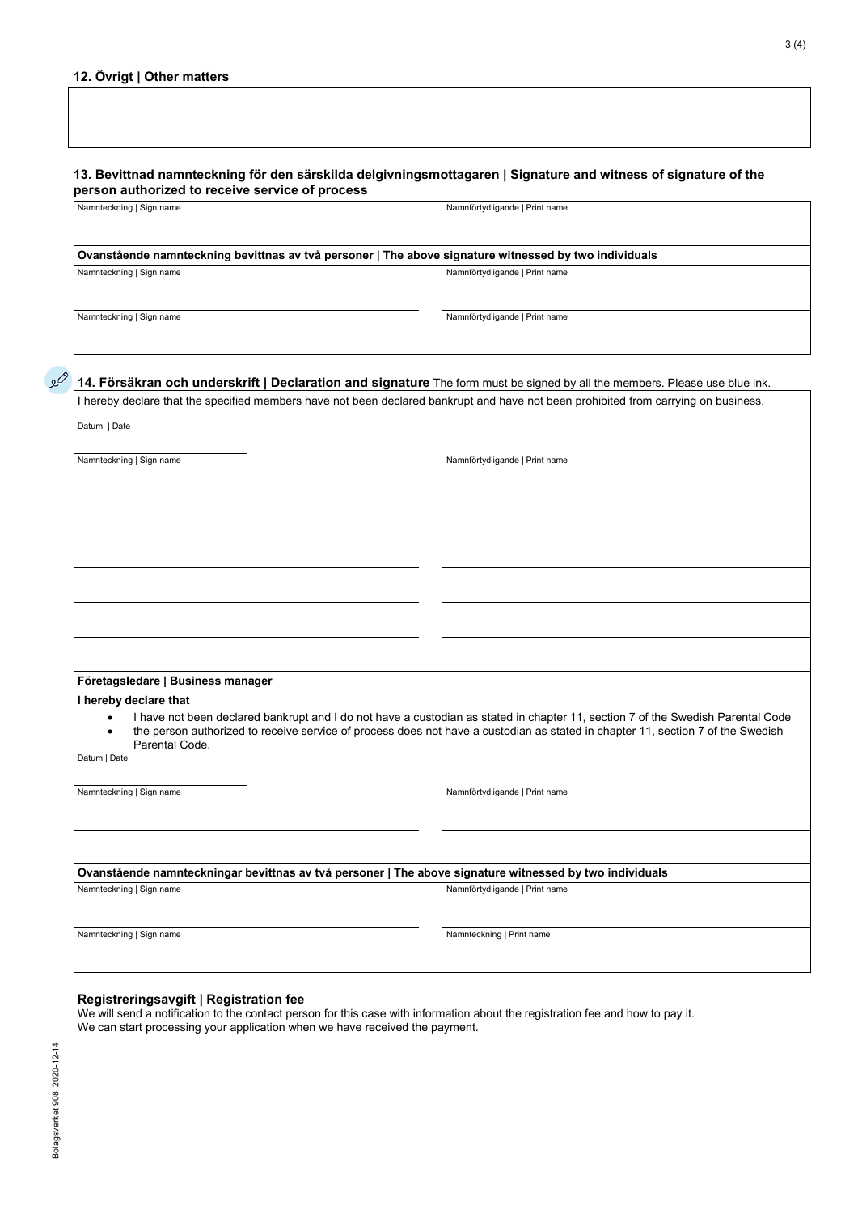## 12. Övrigt | Other matters

| |
|---|
| |

## 13. Bevittnad namnteckning för den särskilda delgivningsmottagaren | Signature and witness of signature of the person authorized to receive service of process

| Namnteckning \| Sign name | Namnförtydligande \| Print name |
|---|---|
| | |

**Ovanstående namnteckning bevittnas av två personer | The above signature witnessed by two individuals**

| Namnteckning \| Sign name | Namnförtydligande \| Print name |
|---|---|
| | |
| Namnteckning \| Sign name | Namnförtydligande \| Print name |
| | |

## 14. Försäkran och underskrift | Declaration and signature

The form must be signed by all the members. Please use blue ink.

I hereby declare that the specified members have not been declared bankrupt and have not been prohibited from carrying on business.

Datum | Date

| Namnteckning \| Sign name | Namnförtydligande \| Print name |
|---|---|
| | |
| | |
| | |
| | |
| | |

**Företagsledare | Business manager**

**I hereby declare that**

- I have not been declared bankrupt and I do not have a custodian as stated in chapter 11, section 7 of the Swedish Parental Code
- the person authorized to receive service of process does not have a custodian as stated in chapter 11, section 7 of the Swedish Parental Code.

Datum | Date

| Namnteckning \| Sign name | Namnförtydligande \| Print name |
|---|---|
| | |
| | |

**Ovanstående namnteckningar bevittnas av två personer | The above signature witnessed by two individuals**

| Namnteckning \| Sign name | Namnförtydligande \| Print name |
|---|---|
| | |
| Namnteckning \| Sign name | Namnteckning \| Print name |
| | |

**Registreringsavgift | Registration fee**

We will send a notification to the contact person for this case with information about the registration fee and how to pay it.
We can start processing your application when we have received the payment.

Bolagsverket 908 2020-12-14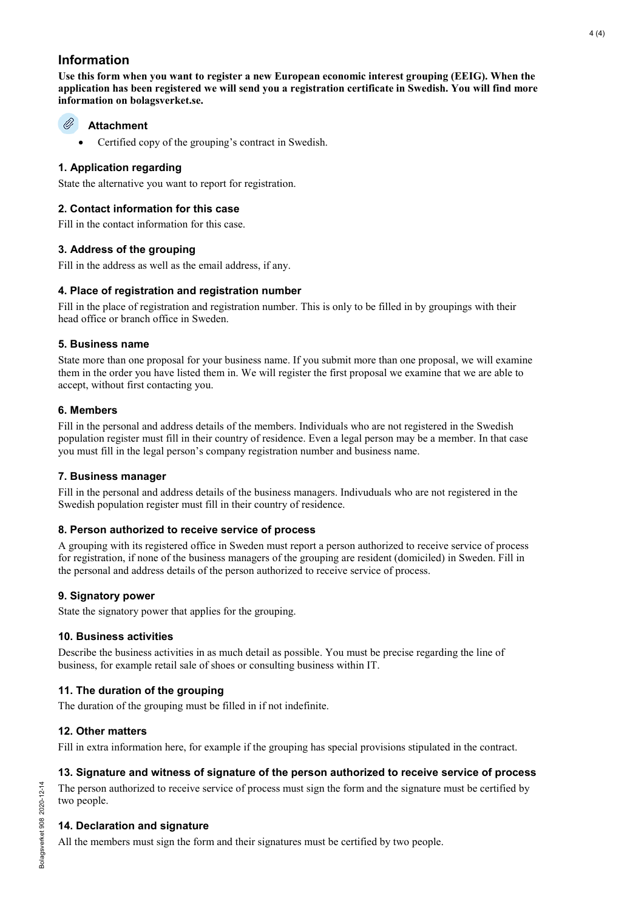## Information

**Use this form when you want to register a new European economic interest grouping (EEIG). When the application has been registered we will send you a registration certificate in Swedish. You will find more information on bolagsverket.se.**

### Attachment

- Certified copy of the grouping's contract in Swedish.

### 1. Application regarding

State the alternative you want to report for registration.

### 2. Contact information for this case

Fill in the contact information for this case.

### 3. Address of the grouping

Fill in the address as well as the email address, if any.

### 4. Place of registration and registration number

Fill in the place of registration and registration number. This is only to be filled in by groupings with their head office or branch office in Sweden.

### 5. Business name

State more than one proposal for your business name. If you submit more than one proposal, we will examine them in the order you have listed them in. We will register the first proposal we examine that we are able to accept, without first contacting you.

### 6. Members

Fill in the personal and address details of the members. Individuals who are not registered in the Swedish population register must fill in their country of residence. Even a legal person may be a member. In that case you must fill in the legal person's company registration number and business name.

### 7. Business manager

Fill in the personal and address details of the business managers. Indivuduals who are not registered in the Swedish population register must fill in their country of residence.

### 8. Person authorized to receive service of process

A grouping with its registered office in Sweden must report a person authorized to receive service of process for registration, if none of the business managers of the grouping are resident (domiciled) in Sweden. Fill in the personal and address details of the person authorized to receive service of process.

### 9. Signatory power

State the signatory power that applies for the grouping.

### 10. Business activities

Describe the business activities in as much detail as possible. You must be precise regarding the line of business, for example retail sale of shoes or consulting business within IT.

### 11. The duration of the grouping

The duration of the grouping must be filled in if not indefinite.

### 12. Other matters

Fill in extra information here, for example if the grouping has special provisions stipulated in the contract.

### 13. Signature and witness of signature of the person authorized to receive service of process

The person authorized to receive service of process must sign the form and the signature must be certified by two people.

### 14. Declaration and signature

All the members must sign the form and their signatures must be certified by two people.

Bolagsverket 908 2020-12-14